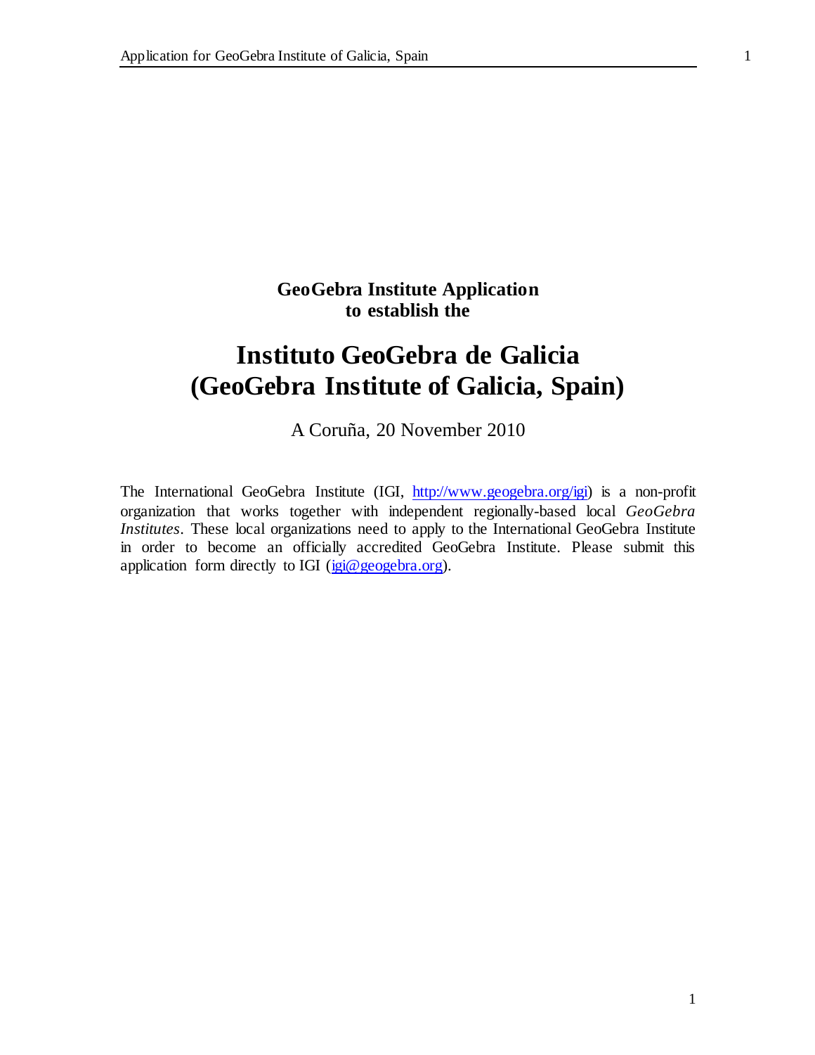**GeoGebra Institute Application to establish the**

# Instituto GeoGebra de Galicia (GeoGebra Institute of Galicia, Spain)

A Coruña, 20 November 2010

The International GeoGebra Institute (IGI, http://www.geogebra.org/igi) is a non-profit organization that works together with independent regionally-based local *GeoGebra Institutes*. These local organizations need to apply to the International GeoGebra Institute in order to become an officially accredited GeoGebra Institute. Please submit this application form directly to IGI (igi@geogebra.org).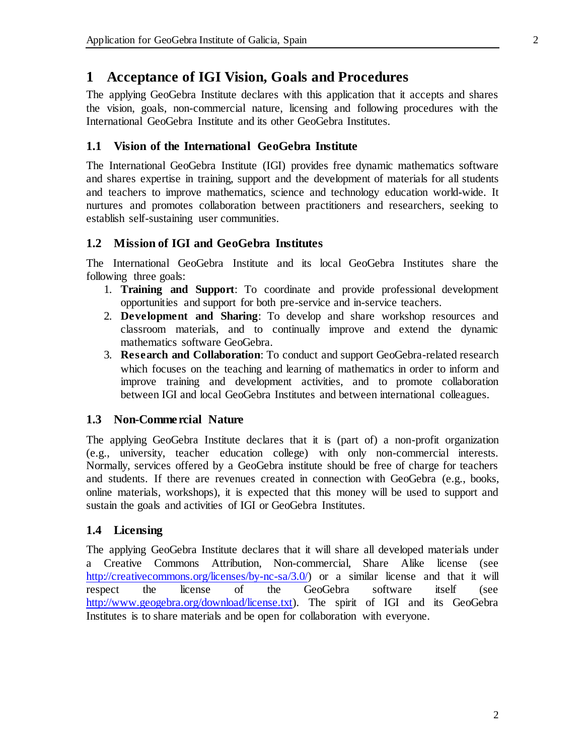# 1 Acceptance of IGI Vision, Goals and Procedures

The applying GeoGebra Institute declares with this application that it accepts and shares the vision, goals, non-commercial nature, licensing and following procedures with the International GeoGebra Institute and its other GeoGebra Institutes.

## 1.1 Vision of the International GeoGebra Institute

The International GeoGebra Institute (IGI) provides free dynamic mathematics software and shares expertise in training, support and the development of materials for all students and teachers to improve mathematics, science and technology education world-wide. It nurtures and promotes collaboration between practitioners and researchers, seeking to establish self-sustaining user communities.

## 1.2 Mission of IGI and GeoGebra Institutes

The International GeoGebra Institute and its local GeoGebra Institutes share the following three goals:

1. **Training and Support**: To coordinate and provide professional development opportunities and support for both pre-service and in-service teachers.
2. **Development and Sharing**: To develop and share workshop resources and classroom materials, and to continually improve and extend the dynamic mathematics software GeoGebra.
3. **Research and Collaboration**: To conduct and support GeoGebra-related research which focuses on the teaching and learning of mathematics in order to inform and improve training and development activities, and to promote collaboration between IGI and local GeoGebra Institutes and between international colleagues.

## 1.3 Non-Commercial Nature

The applying GeoGebra Institute declares that it is (part of) a non-profit organization (e.g., university, teacher education college) with only non-commercial interests. Normally, services offered by a GeoGebra institute should be free of charge for teachers and students. If there are revenues created in connection with GeoGebra (e.g., books, online materials, workshops), it is expected that this money will be used to support and sustain the goals and activities of IGI or GeoGebra Institutes.

## 1.4 Licensing

The applying GeoGebra Institute declares that it will share all developed materials under a Creative Commons Attribution, Non-commercial, Share Alike license (see http://creativecommons.org/licenses/by-nc-sa/3.0/) or a similar license and that it will respect the license of the GeoGebra software itself (see http://www.geogebra.org/download/license.txt). The spirit of IGI and its GeoGebra Institutes is to share materials and be open for collaboration with everyone.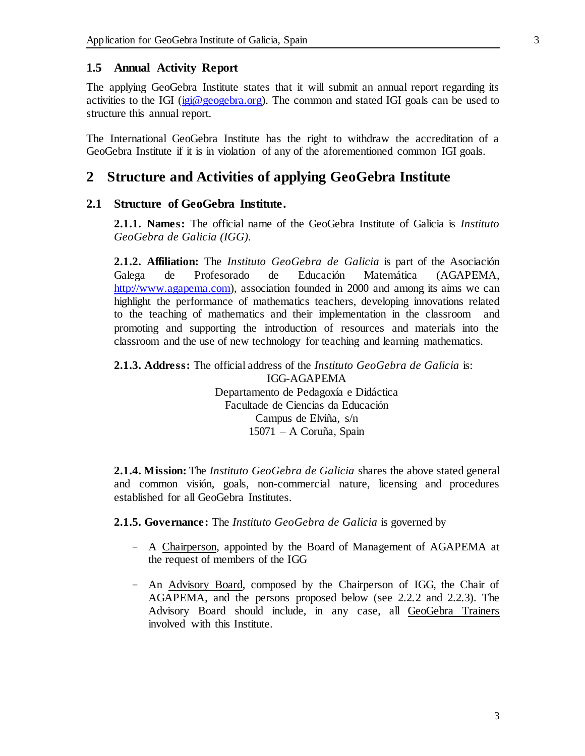### 1.5 Annual Activity Report

The applying GeoGebra Institute states that it will submit an annual report regarding its activities to the IGI (igi@geogebra.org). The common and stated IGI goals can be used to structure this annual report.

The International GeoGebra Institute has the right to withdraw the accreditation of a GeoGebra Institute if it is in violation of any of the aforementioned common IGI goals.

## 2 Structure and Activities of applying GeoGebra Institute

### 2.1 Structure of GeoGebra Institute.

**2.1.1. Names:** The official name of the GeoGebra Institute of Galicia is *Instituto GeoGebra de Galicia (IGG).*

**2.1.2. Affiliation:** The *Instituto GeoGebra de Galicia* is part of the Asociación Galega de Profesorado de Educación Matemática (AGAPEMA, http://www.agapema.com), association founded in 2000 and among its aims we can highlight the performance of mathematics teachers, developing innovations related to the teaching of mathematics and their implementation in the classroom and promoting and supporting the introduction of resources and materials into the classroom and the use of new technology for teaching and learning mathematics.

**2.1.3. Address:** The official address of the *Instituto GeoGebra de Galicia* is:

IGG-AGAPEMA
Departamento de Pedagoxía e Didáctica
Facultade de Ciencias da Educación
Campus de Elviña, s/n
15071 – A Coruña, Spain

**2.1.4. Mission:** The *Instituto GeoGebra de Galicia* shares the above stated general and common visión, goals, non-commercial nature, licensing and procedures established for all GeoGebra Institutes.

**2.1.5. Governance:** The *Instituto GeoGebra de Galicia* is governed by

- A Chairperson, appointed by the Board of Management of AGAPEMA at the request of members of the IGG
- An Advisory Board, composed by the Chairperson of IGG, the Chair of AGAPEMA, and the persons proposed below (see 2.2.2 and 2.2.3). The Advisory Board should include, in any case, all GeoGebra Trainers involved with this Institute.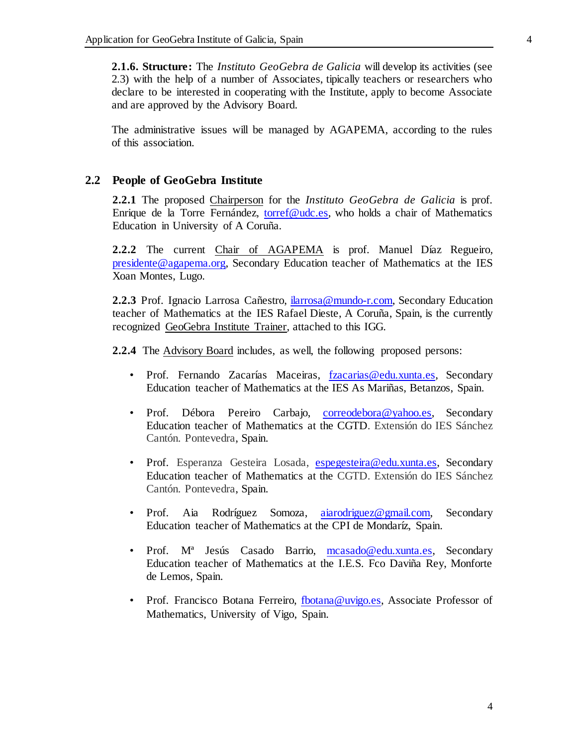**2.1.6. Structure:** The *Instituto GeoGebra de Galicia* will develop its activities (see 2.3) with the help of a number of Associates, tipically teachers or researchers who declare to be interested in cooperating with the Institute, apply to become Associate and are approved by the Advisory Board.

The administrative issues will be managed by AGAPEMA, according to the rules of this association.

## 2.2 People of GeoGebra Institute

**2.2.1** The proposed Chairperson for the *Instituto GeoGebra de Galicia* is prof. Enrique de la Torre Fernández, torref@udc.es, who holds a chair of Mathematics Education in University of A Coruña.

**2.2.2** The current Chair of AGAPEMA is prof. Manuel Díaz Regueiro, presidente@agapema.org, Secondary Education teacher of Mathematics at the IES Xoan Montes, Lugo.

**2.2.3** Prof. Ignacio Larrosa Cañestro, ilarrosa@mundo-r.com, Secondary Education teacher of Mathematics at the IES Rafael Dieste, A Coruña, Spain, is the currently recognized GeoGebra Institute Trainer, attached to this IGG.

**2.2.4** The Advisory Board includes, as well, the following proposed persons:

- Prof. Fernando Zacarías Maceiras, fzacarias@edu.xunta.es, Secondary Education teacher of Mathematics at the IES As Mariñas, Betanzos, Spain.
- Prof. Débora Pereiro Carbajo, correodebora@yahoo.es, Secondary Education teacher of Mathematics at the CGTD. Extensión do IES Sánchez Cantón. Pontevedra, Spain.
- Prof. Esperanza Gesteira Losada, espegesteira@edu.xunta.es, Secondary Education teacher of Mathematics at the CGTD. Extensión do IES Sánchez Cantón. Pontevedra, Spain.
- Prof. Aia Rodríguez Somoza, aiarodriguez@gmail.com, Secondary Education teacher of Mathematics at the CPI de Mondaríz, Spain.
- Prof. Mª Jesús Casado Barrio, mcasado@edu.xunta.es, Secondary Education teacher of Mathematics at the I.E.S. Fco Daviña Rey, Monforte de Lemos, Spain.
- Prof. Francisco Botana Ferreiro, fbotana@uvigo.es, Associate Professor of Mathematics, University of Vigo, Spain.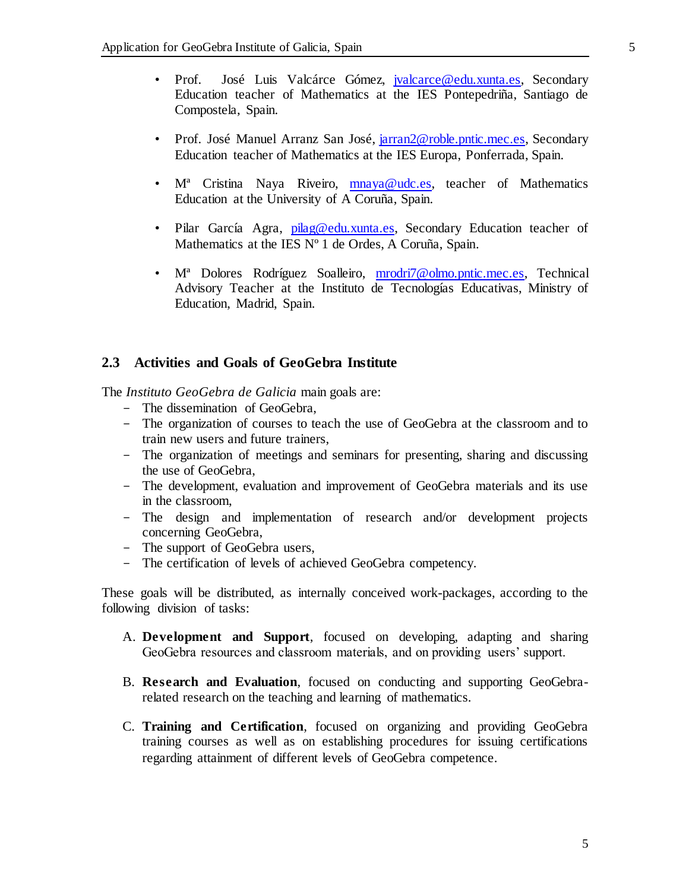- Prof. José Luis Valcárce Gómez, jvalcarce@edu.xunta.es, Secondary Education teacher of Mathematics at the IES Pontepedriña, Santiago de Compostela, Spain.

- Prof. José Manuel Arranz San José, jarran2@roble.pntic.mec.es, Secondary Education teacher of Mathematics at the IES Europa, Ponferrada, Spain.

- Mª Cristina Naya Riveiro, mnaya@udc.es, teacher of Mathematics Education at the University of A Coruña, Spain.

- Pilar García Agra, pilag@edu.xunta.es, Secondary Education teacher of Mathematics at the IES Nº 1 de Ordes, A Coruña, Spain.

- Mª Dolores Rodríguez Soalleiro, mrodri7@olmo.pntic.mec.es, Technical Advisory Teacher at the Instituto de Tecnologías Educativas, Ministry of Education, Madrid, Spain.

### 2.3 Activities and Goals of GeoGebra Institute

The *Instituto GeoGebra de Galicia* main goals are:

- The dissemination of GeoGebra,
- The organization of courses to teach the use of GeoGebra at the classroom and to train new users and future trainers,
- The organization of meetings and seminars for presenting, sharing and discussing the use of GeoGebra,
- The development, evaluation and improvement of GeoGebra materials and its use in the classroom,
- The design and implementation of research and/or development projects concerning GeoGebra,
- The support of GeoGebra users,
- The certification of levels of achieved GeoGebra competency.

These goals will be distributed, as internally conceived work-packages, according to the following division of tasks:

A. **Development and Support**, focused on developing, adapting and sharing GeoGebra resources and classroom materials, and on providing users' support.

B. **Research and Evaluation**, focused on conducting and supporting GeoGebra-related research on the teaching and learning of mathematics.

C. **Training and Certification**, focused on organizing and providing GeoGebra training courses as well as on establishing procedures for issuing certifications regarding attainment of different levels of GeoGebra competence.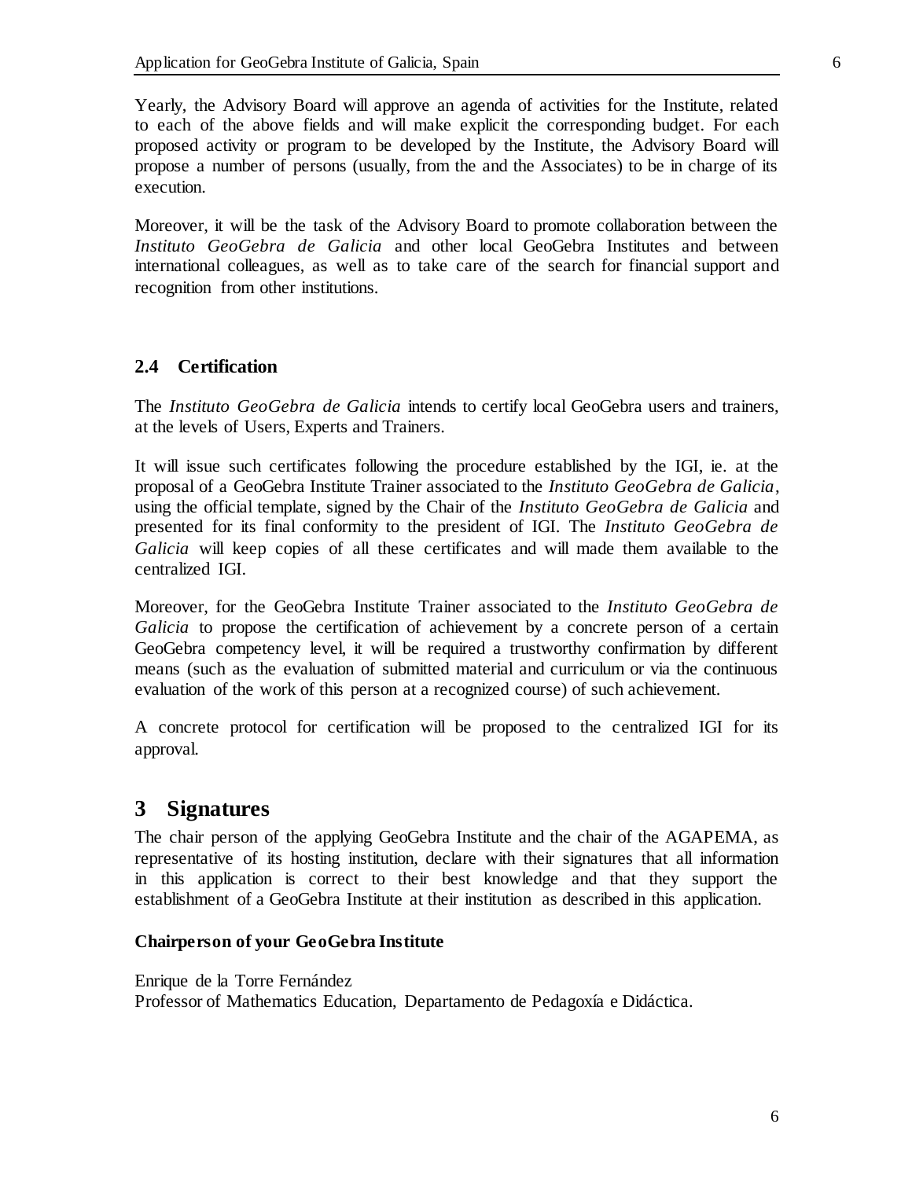Yearly, the Advisory Board will approve an agenda of activities for the Institute, related to each of the above fields and will make explicit the corresponding budget. For each proposed activity or program to be developed by the Institute, the Advisory Board will propose a number of persons (usually, from the and the Associates) to be in charge of its execution.

Moreover, it will be the task of the Advisory Board to promote collaboration between the *Instituto GeoGebra de Galicia* and other local GeoGebra Institutes and between international colleagues, as well as to take care of the search for financial support and recognition from other institutions.

### 2.4 Certification

The *Instituto GeoGebra de Galicia* intends to certify local GeoGebra users and trainers, at the levels of Users, Experts and Trainers.

It will issue such certificates following the procedure established by the IGI, ie. at the proposal of a GeoGebra Institute Trainer associated to the *Instituto GeoGebra de Galicia*, using the official template, signed by the Chair of the *Instituto GeoGebra de Galicia* and presented for its final conformity to the president of IGI. The *Instituto GeoGebra de Galicia* will keep copies of all these certificates and will made them available to the centralized IGI.

Moreover, for the GeoGebra Institute Trainer associated to the *Instituto GeoGebra de Galicia* to propose the certification of achievement by a concrete person of a certain GeoGebra competency level, it will be required a trustworthy confirmation by different means (such as the evaluation of submitted material and curriculum or via the continuous evaluation of the work of this person at a recognized course) of such achievement.

A concrete protocol for certification will be proposed to the centralized IGI for its approval.

## 3 Signatures

The chair person of the applying GeoGebra Institute and the chair of the AGAPEMA, as representative of its hosting institution, declare with their signatures that all information in this application is correct to their best knowledge and that they support the establishment of a GeoGebra Institute at their institution as described in this application.

**Chairperson of your GeoGebra Institute**

Enrique de la Torre Fernández
Professor of Mathematics Education, Departamento de Pedagoxía e Didáctica.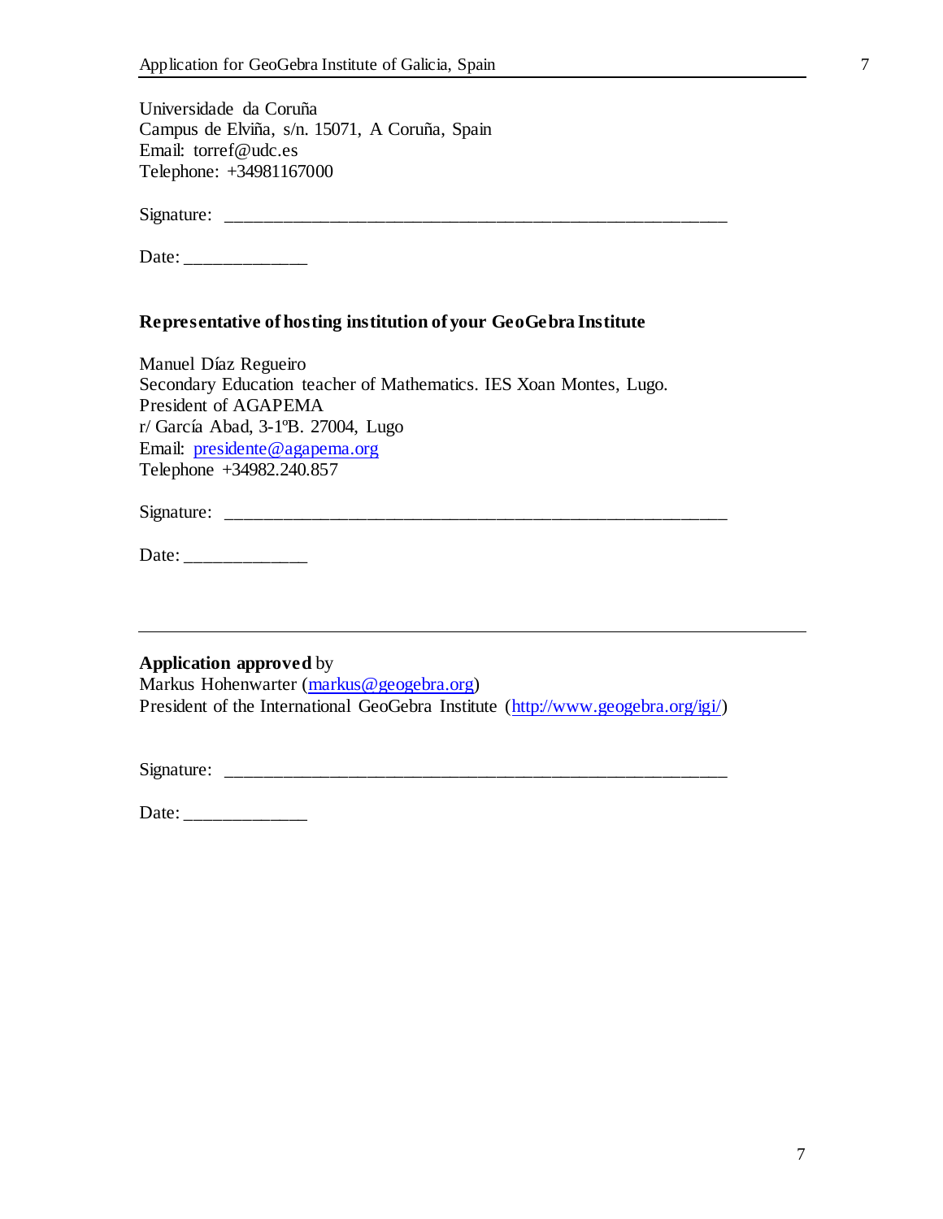Universidade da Coruña
Campus de Elviña, s/n. 15071, A Coruña, Spain
Email: torref@udc.es
Telephone: +34981167000

Signature: ________________________________________________________

Date: _____________

**Representative of hosting institution of your GeoGebra Institute**

Manuel Díaz Regueiro
Secondary Education teacher of Mathematics. IES Xoan Montes, Lugo.
President of AGAPEMA
r/ García Abad, 3-1ºB. 27004, Lugo
Email: presidente@agapema.org
Telephone +34982.240.857

Signature: ________________________________________________________

Date: _____________

---

**Application approved** by
Markus Hohenwarter (markus@geogebra.org)
President of the International GeoGebra Institute (http://www.geogebra.org/igi/)

Signature: ________________________________________________________

Date: _____________